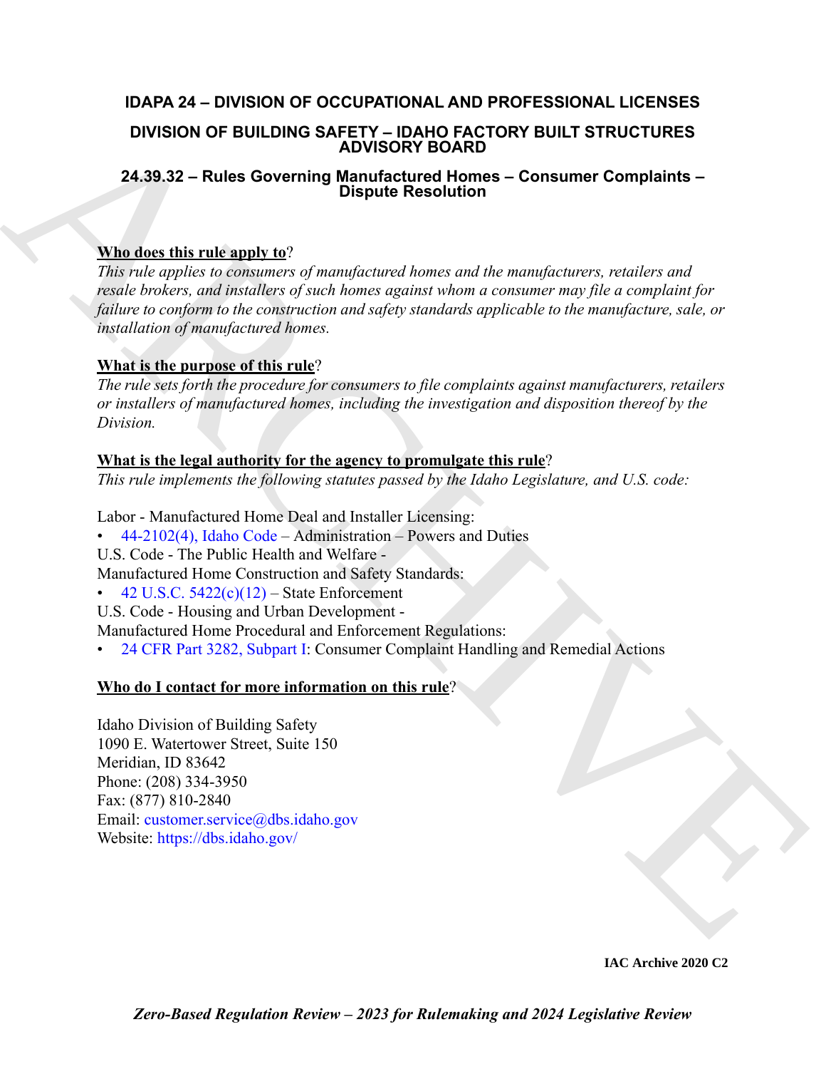# IDAPA 24 – DIVISION OF OCCUPATIONAL AND PROFESSIONAL LICENSES

## DIVISION OF BUILDING SAFETY – IDAHO FACTORY BUILT STRUCTURES ADVISORY BOARD

### 24.39.32 – Rules Governing Manufactured Homes – Consumer Complaints – Dispute Resolution

**Who does this rule apply to**?

*This rule applies to consumers of manufactured homes and the manufacturers, retailers and resale brokers, and installers of such homes against whom a consumer may file a complaint for failure to conform to the construction and safety standards applicable to the manufacture, sale, or installation of manufactured homes.*

**What is the purpose of this rule**?

*The rule sets forth the procedure for consumers to file complaints against manufacturers, retailers or installers of manufactured homes, including the investigation and disposition thereof by the Division.*

**What is the legal authority for the agency to promulgate this rule**?

*This rule implements the following statutes passed by the Idaho Legislature, and U.S. code:*

Labor - Manufactured Home Deal and Installer Licensing:
- 44-2102(4), Idaho Code – Administration – Powers and Duties

U.S. Code - The Public Health and Welfare -
Manufactured Home Construction and Safety Standards:
- 42 U.S.C. 5422(c)(12) – State Enforcement

U.S. Code - Housing and Urban Development -
Manufactured Home Procedural and Enforcement Regulations:
- 24 CFR Part 3282, Subpart I: Consumer Complaint Handling and Remedial Actions

**Who do I contact for more information on this rule**?

Idaho Division of Building Safety
1090 E. Watertower Street, Suite 150
Meridian, ID 83642
Phone: (208) 334-3950
Fax: (877) 810-2840
Email: customer.service@dbs.idaho.gov
Website: https://dbs.idaho.gov/

IAC Archive 2020 C2

*Zero-Based Regulation Review – 2023 for Rulemaking and 2024 Legislative Review*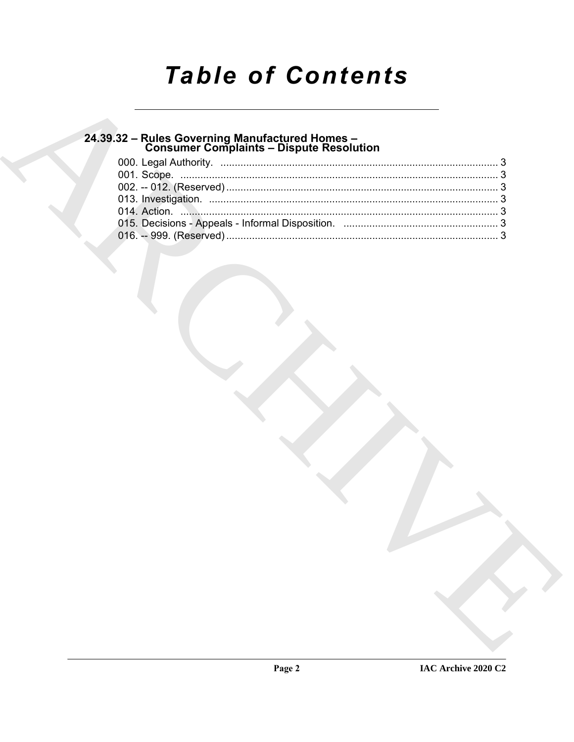# Table of Contents

## 24.39.32 – Rules Governing Manufactured Homes – Consumer Complaints – Dispute Resolution

000. Legal Authority. ..... 3
001. Scope. ..... 3
002. -- 012. (Reserved) ..... 3
013. Investigation. ..... 3
014. Action. ..... 3
015. Decisions - Appeals - Informal Disposition. ..... 3
016. -- 999. (Reserved) ..... 3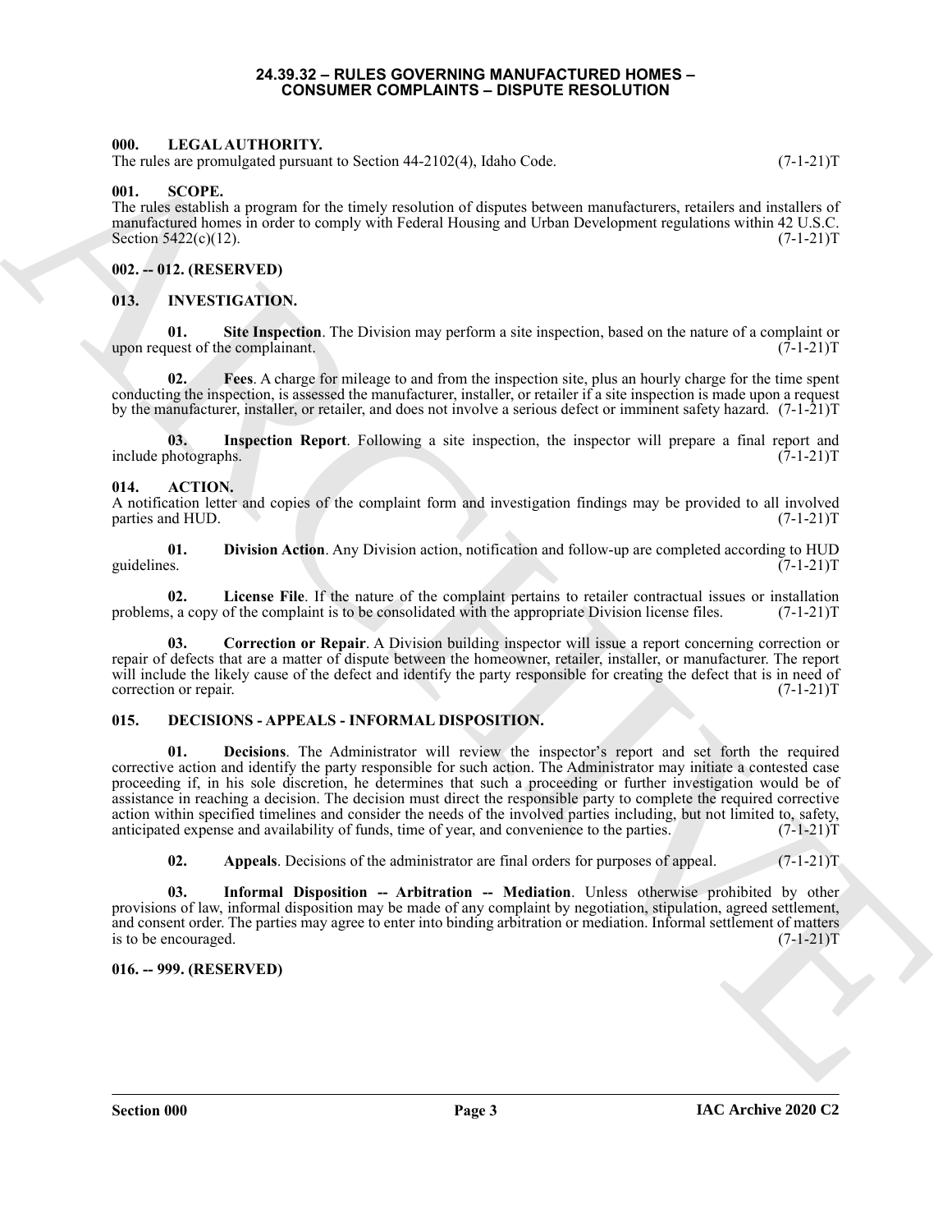# 24.39.32 – RULES GOVERNING MANUFACTURED HOMES – CONSUMER COMPLAINTS – DISPUTE RESOLUTION

## 000. LEGAL AUTHORITY.

The rules are promulgated pursuant to Section 44-2102(4), Idaho Code. (7-1-21)T

## 001. SCOPE.

The rules establish a program for the timely resolution of disputes between manufacturers, retailers and installers of manufactured homes in order to comply with Federal Housing and Urban Development regulations within 42 U.S.C. Section 5422(c)(12). (7-1-21)T

## 002. -- 012. (RESERVED)

## 013. INVESTIGATION.

**01. Site Inspection**. The Division may perform a site inspection, based on the nature of a complaint or upon request of the complainant. (7-1-21)T

**02. Fees**. A charge for mileage to and from the inspection site, plus an hourly charge for the time spent conducting the inspection, is assessed the manufacturer, installer, or retailer if a site inspection is made upon a request by the manufacturer, installer, or retailer, and does not involve a serious defect or imminent safety hazard. (7-1-21)T

**03. Inspection Report**. Following a site inspection, the inspector will prepare a final report and include photographs. (7-1-21)T

## 014. ACTION.

A notification letter and copies of the complaint form and investigation findings may be provided to all involved parties and HUD. (7-1-21)T

**01. Division Action**. Any Division action, notification and follow-up are completed according to HUD guidelines. (7-1-21)T

**02. License File**. If the nature of the complaint pertains to retailer contractual issues or installation problems, a copy of the complaint is to be consolidated with the appropriate Division license files. (7-1-21)T

**03. Correction or Repair**. A Division building inspector will issue a report concerning correction or repair of defects that are a matter of dispute between the homeowner, retailer, installer, or manufacturer. The report will include the likely cause of the defect and identify the party responsible for creating the defect that is in need of correction or repair. (7-1-21)T

## 015. DECISIONS - APPEALS - INFORMAL DISPOSITION.

**01. Decisions**. The Administrator will review the inspector's report and set forth the required corrective action and identify the party responsible for such action. The Administrator may initiate a contested case proceeding if, in his sole discretion, he determines that such a proceeding or further investigation would be of assistance in reaching a decision. The decision must direct the responsible party to complete the required corrective action within specified timelines and consider the needs of the involved parties including, but not limited to, safety, anticipated expense and availability of funds, time of year, and convenience to the parties. (7-1-21)T

**02. Appeals**. Decisions of the administrator are final orders for purposes of appeal. (7-1-21)T

**03. Informal Disposition -- Arbitration -- Mediation**. Unless otherwise prohibited by other provisions of law, informal disposition may be made of any complaint by negotiation, stipulation, agreed settlement, and consent order. The parties may agree to enter into binding arbitration or mediation. Informal settlement of matters is to be encouraged. (7-1-21)T

## 016. -- 999. (RESERVED)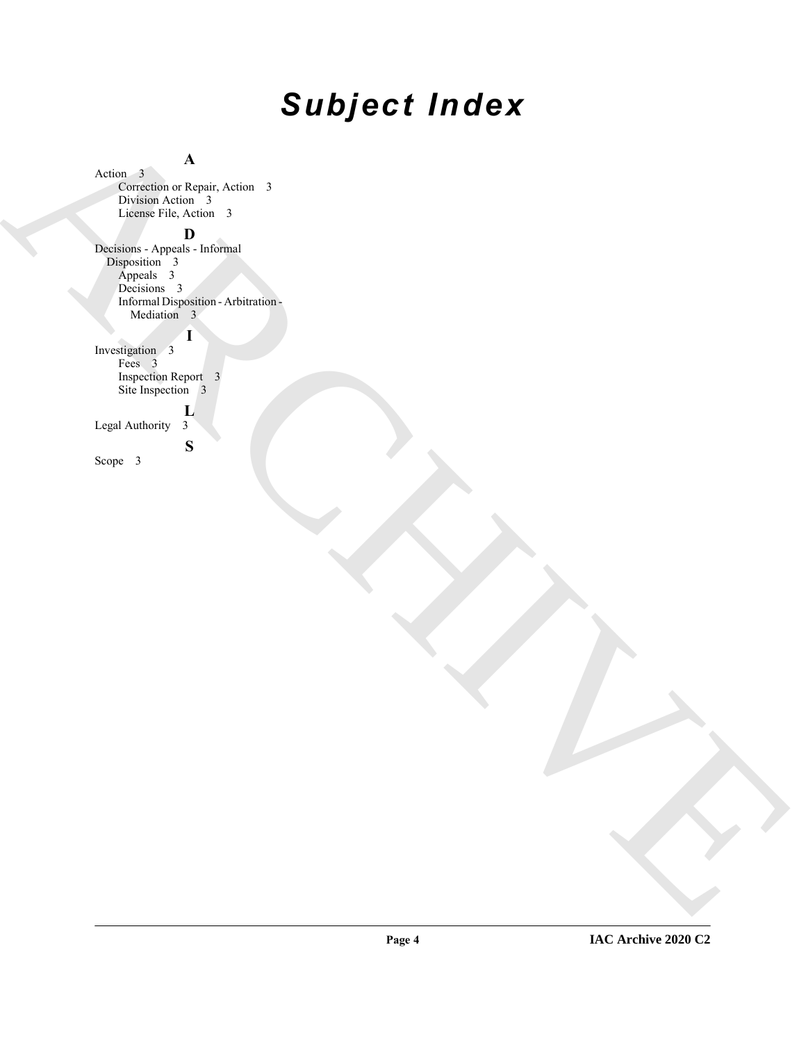# Subject Index

**A**

Action 3
- Correction or Repair, Action 3
- Division Action 3
- License File, Action 3

**D**

Decisions - Appeals - Informal Disposition 3
- Appeals 3
- Decisions 3
- Informal Disposition - Arbitration - Mediation 3

**I**

Investigation 3
- Fees 3
- Inspection Report 3
- Site Inspection 3

**L**

Legal Authority 3

**S**

Scope 3